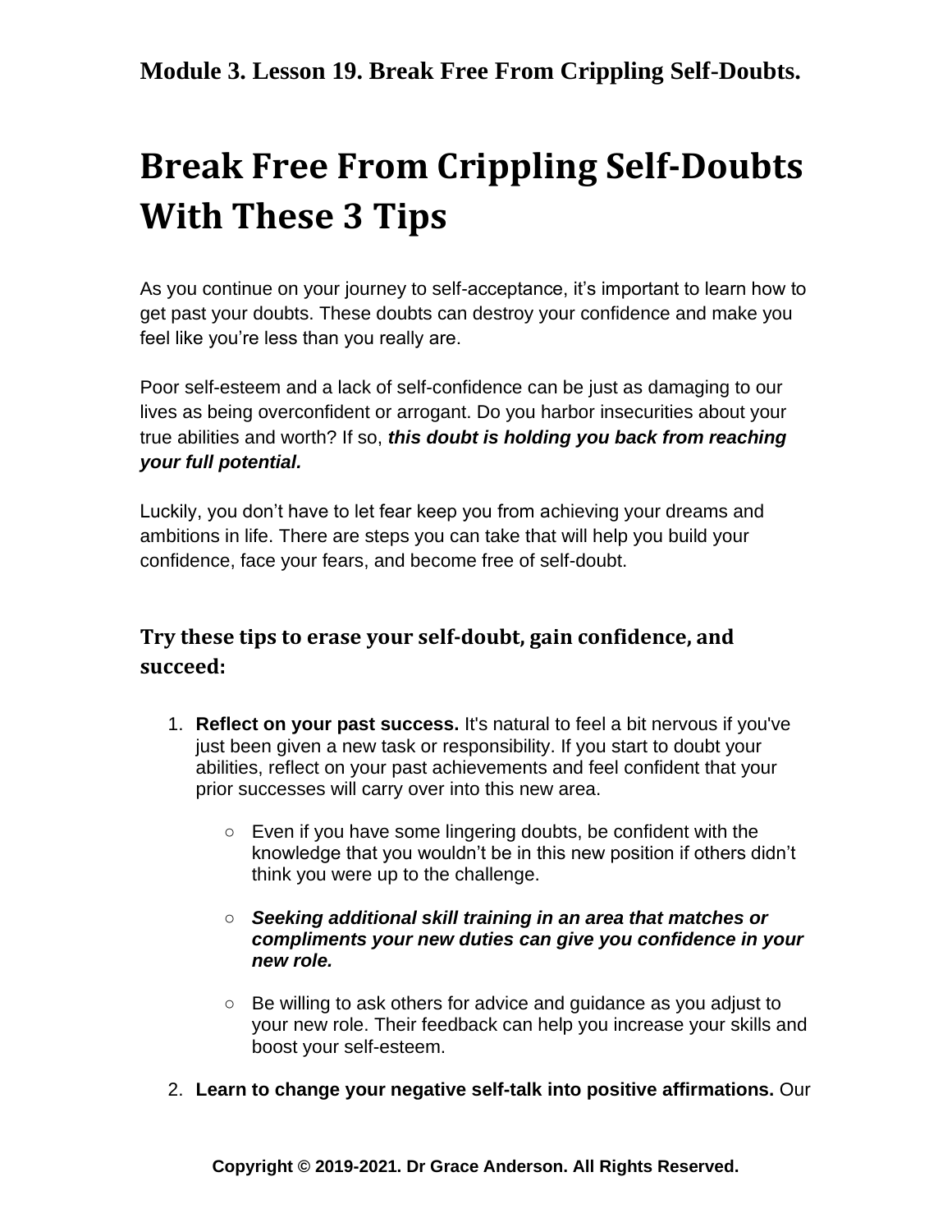Module 3. Lesson 19. Break Free From Crippling Self-Doubts.

# Break Free From Crippling Self-Doubts With These 3 Tips

As you continue on your journey to self-acceptance, it's important to learn how to get past your doubts. These doubts can destroy your confidence and make you feel like you're less than you really are.

Poor self-esteem and a lack of self-confidence can be just as damaging to our lives as being overconfident or arrogant. Do you harbor insecurities about your true abilities and worth? If so, ***this doubt is holding you back from reaching your full potential.***

Luckily, you don't have to let fear keep you from achieving your dreams and ambitions in life. There are steps you can take that will help you build your confidence, face your fears, and become free of self-doubt.

## Try these tips to erase your self-doubt, gain confidence, and succeed:

1. **Reflect on your past success.** It's natural to feel a bit nervous if you've just been given a new task or responsibility. If you start to doubt your abilities, reflect on your past achievements and feel confident that your prior successes will carry over into this new area.

    - Even if you have some lingering doubts, be confident with the knowledge that you wouldn't be in this new position if others didn't think you were up to the challenge.

    - ***Seeking additional skill training in an area that matches or compliments your new duties can give you confidence in your new role.***

    - Be willing to ask others for advice and guidance as you adjust to your new role. Their feedback can help you increase your skills and boost your self-esteem.

2. **Learn to change your negative self-talk into positive affirmations.** Our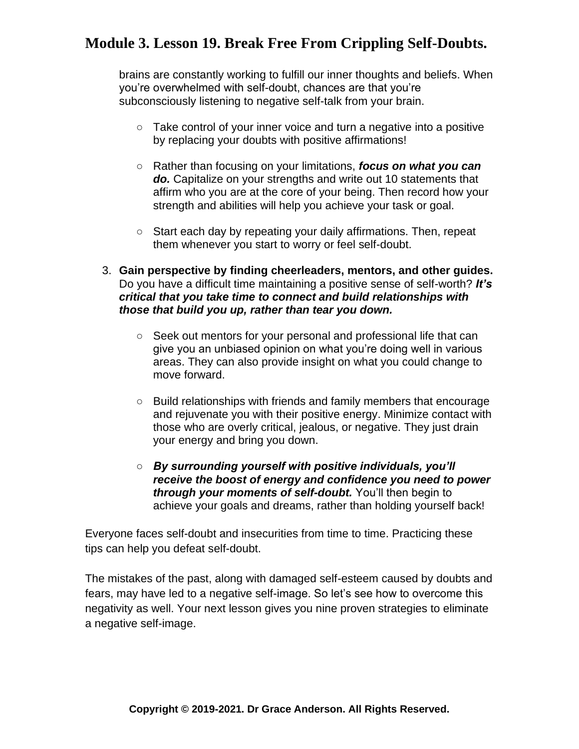brains are constantly working to fulfill our inner thoughts and beliefs. When you're overwhelmed with self-doubt, chances are that you're subconsciously listening to negative self-talk from your brain.

- Take control of your inner voice and turn a negative into a positive by replacing your doubts with positive affirmations!
- Rather than focusing on your limitations, ***focus on what you can do.*** Capitalize on your strengths and write out 10 statements that affirm who you are at the core of your being. Then record how your strength and abilities will help you achieve your task or goal.
- Start each day by repeating your daily affirmations. Then, repeat them whenever you start to worry or feel self-doubt.

3. **Gain perspective by finding cheerleaders, mentors, and other guides.** Do you have a difficult time maintaining a positive sense of self-worth? ***It's critical that you take time to connect and build relationships with those that build you up, rather than tear you down.***

    - Seek out mentors for your personal and professional life that can give you an unbiased opinion on what you're doing well in various areas. They can also provide insight on what you could change to move forward.
    - Build relationships with friends and family members that encourage and rejuvenate you with their positive energy. Minimize contact with those who are overly critical, jealous, or negative. They just drain your energy and bring you down.
    - ***By surrounding yourself with positive individuals, you'll receive the boost of energy and confidence you need to power through your moments of self-doubt.*** You'll then begin to achieve your goals and dreams, rather than holding yourself back!

Everyone faces self-doubt and insecurities from time to time. Practicing these tips can help you defeat self-doubt.

The mistakes of the past, along with damaged self-esteem caused by doubts and fears, may have led to a negative self-image. So let's see how to overcome this negativity as well. Your next lesson gives you nine proven strategies to eliminate a negative self-image.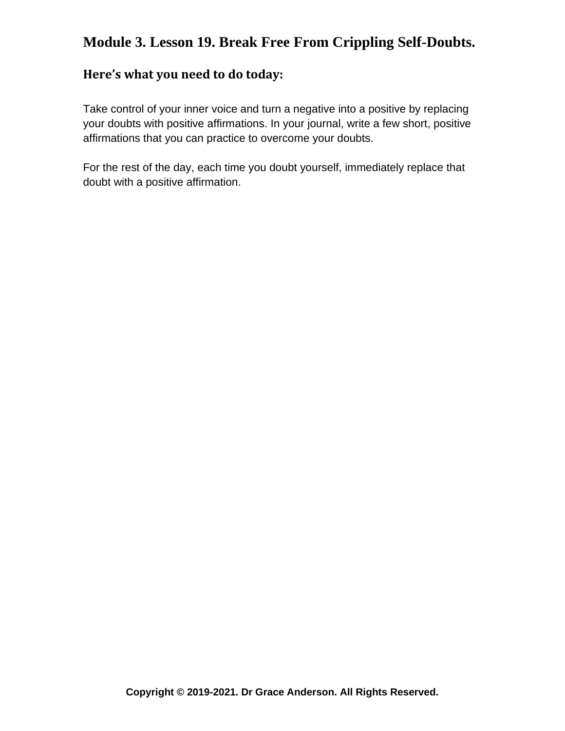# Module 3. Lesson 19. Break Free From Crippling Self-Doubts.

## Here's what you need to do today:

Take control of your inner voice and turn a negative into a positive by replacing your doubts with positive affirmations. In your journal, write a few short, positive affirmations that you can practice to overcome your doubts.

For the rest of the day, each time you doubt yourself, immediately replace that doubt with a positive affirmation.